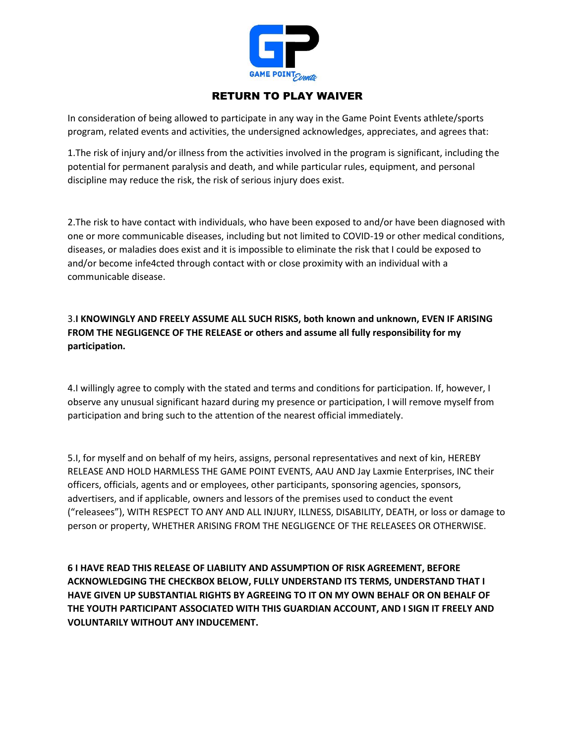# RETURN TO PLAY WAIVER

In consideration of being allowed to participate in any way in the Game Point Events athlete/sports program, related events and activities, the undersigned acknowledges, appreciates, and agrees that:

1.The risk of injury and/or illness from the activities involved in the program is significant, including the potential for permanent paralysis and death, and while particular rules, equipment, and personal discipline may reduce the risk, the risk of serious injury does exist.

2.The risk to have contact with individuals, who have been exposed to and/or have been diagnosed with one or more communicable diseases, including but not limited to COVID-19 or other medical conditions, diseases, or maladies does exist and it is impossible to eliminate the risk that I could be exposed to and/or become infe4cted through contact with or close proximity with an individual with a communicable disease.

3.**I KNOWINGLY AND FREELY ASSUME ALL SUCH RISKS, both known and unknown, EVEN IF ARISING FROM THE NEGLIGENCE OF THE RELEASE or others and assume all fully responsibility for my participation.**

4.I willingly agree to comply with the stated and terms and conditions for participation. If, however, I observe any unusual significant hazard during my presence or participation, I will remove myself from participation and bring such to the attention of the nearest official immediately.

5.I, for myself and on behalf of my heirs, assigns, personal representatives and next of kin, HEREBY RELEASE AND HOLD HARMLESS THE GAME POINT EVENTS, AAU AND Jay Laxmie Enterprises, INC their officers, officials, agents and or employees, other participants, sponsoring agencies, sponsors, advertisers, and if applicable, owners and lessors of the premises used to conduct the event ("releasees"), WITH RESPECT TO ANY AND ALL INJURY, ILLNESS, DISABILITY, DEATH, or loss or damage to person or property, WHETHER ARISING FROM THE NEGLIGENCE OF THE RELEASEES OR OTHERWISE.

**6 I HAVE READ THIS RELEASE OF LIABILITY AND ASSUMPTION OF RISK AGREEMENT, BEFORE ACKNOWLEDGING THE CHECKBOX BELOW, FULLY UNDERSTAND ITS TERMS, UNDERSTAND THAT I HAVE GIVEN UP SUBSTANTIAL RIGHTS BY AGREEING TO IT ON MY OWN BEHALF OR ON BEHALF OF THE YOUTH PARTICIPANT ASSOCIATED WITH THIS GUARDIAN ACCOUNT, AND I SIGN IT FREELY AND VOLUNTARILY WITHOUT ANY INDUCEMENT.**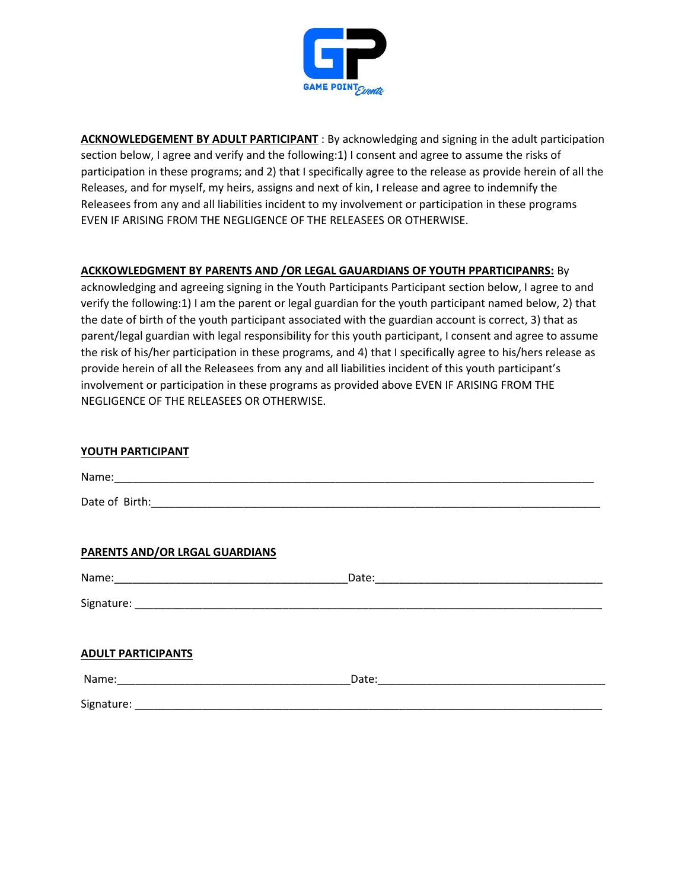**ACKNOWLEDGEMENT BY ADULT PARTICIPANT** : By acknowledging and signing in the adult participation section below, I agree and verify and the following:1) I consent and agree to assume the risks of participation in these programs; and 2) that I specifically agree to the release as provide herein of all the Releases, and for myself, my heirs, assigns and next of kin, I release and agree to indemnify the Releasees from any and all liabilities incident to my involvement or participation in these programs EVEN IF ARISING FROM THE NEGLIGENCE OF THE RELEASEES OR OTHERWISE.

**ACKKOWLEDGMENT BY PARENTS AND /OR LEGAL GAUARDIANS OF YOUTH PPARTICIPANRS:** By acknowledging and agreeing signing in the Youth Participants Participant section below, I agree to and verify the following:1) I am the parent or legal guardian for the youth participant named below, 2) that the date of birth of the youth participant associated with the guardian account is correct, 3) that as parent/legal guardian with legal responsibility for this youth participant, I consent and agree to assume the risk of his/her participation in these programs, and 4) that I specifically agree to his/hers release as provide herein of all the Releasees from any and all liabilities incident of this youth participant's involvement or participation in these programs as provided above EVEN IF ARISING FROM THE NEGLIGENCE OF THE RELEASEES OR OTHERWISE.

**YOUTH PARTICIPANT**

Name:___________________________________________________________________________

Date of Birth:_____________________________________________________________________

**PARENTS AND/OR LRGAL GUARDIANS**

Name:____________________________________Date:___________________________________

Signature: _________________________________________________________________________

**ADULT PARTICIPANTS**

Name:____________________________________Date:___________________________________

Signature: _________________________________________________________________________